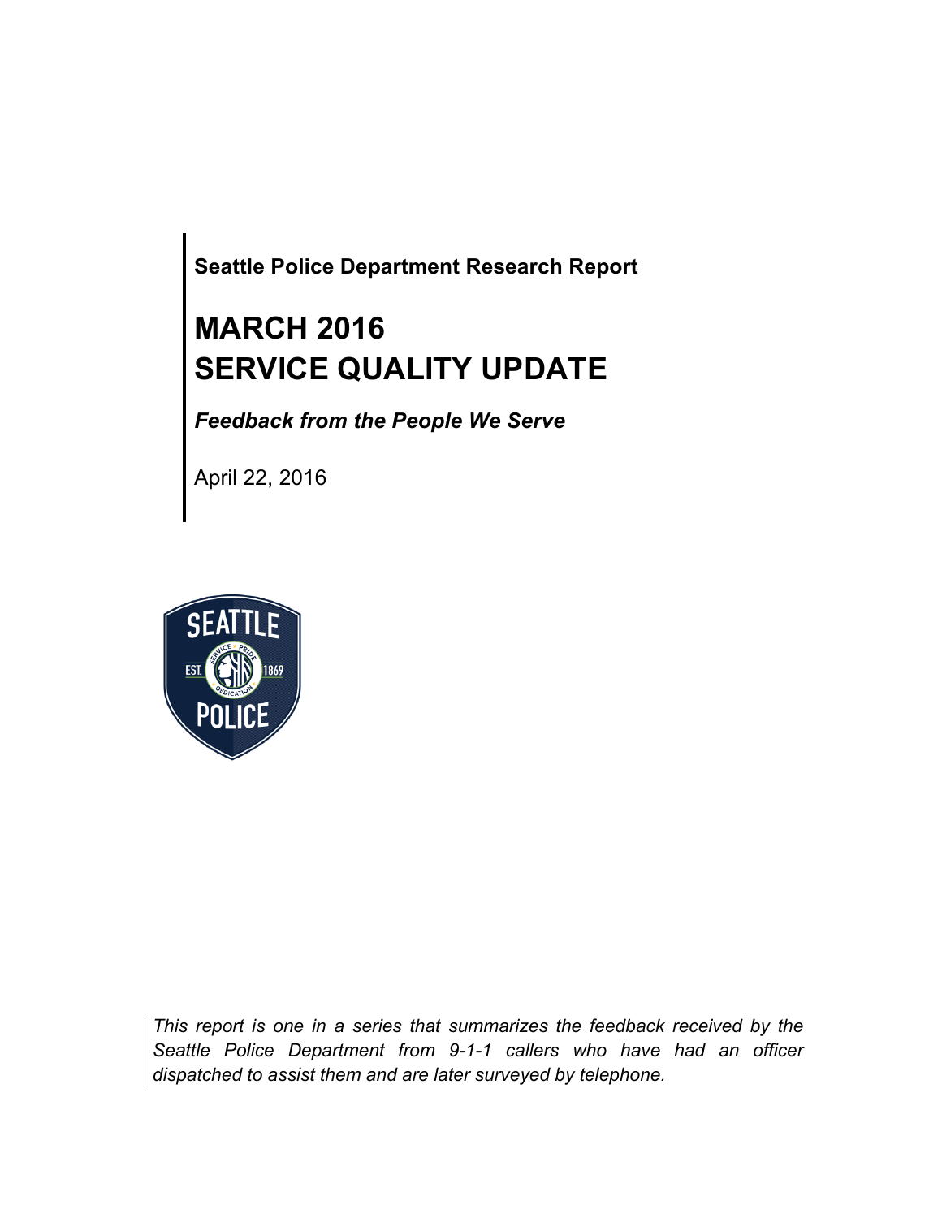**Seattle Police Department Research Report**

# MARCH 2016
# SERVICE QUALITY UPDATE

***Feedback from the People We Serve***

April 22, 2016

*This report is one in a series that summarizes the feedback received by the Seattle Police Department from 9-1-1 callers who have had an officer dispatched to assist them and are later surveyed by telephone.*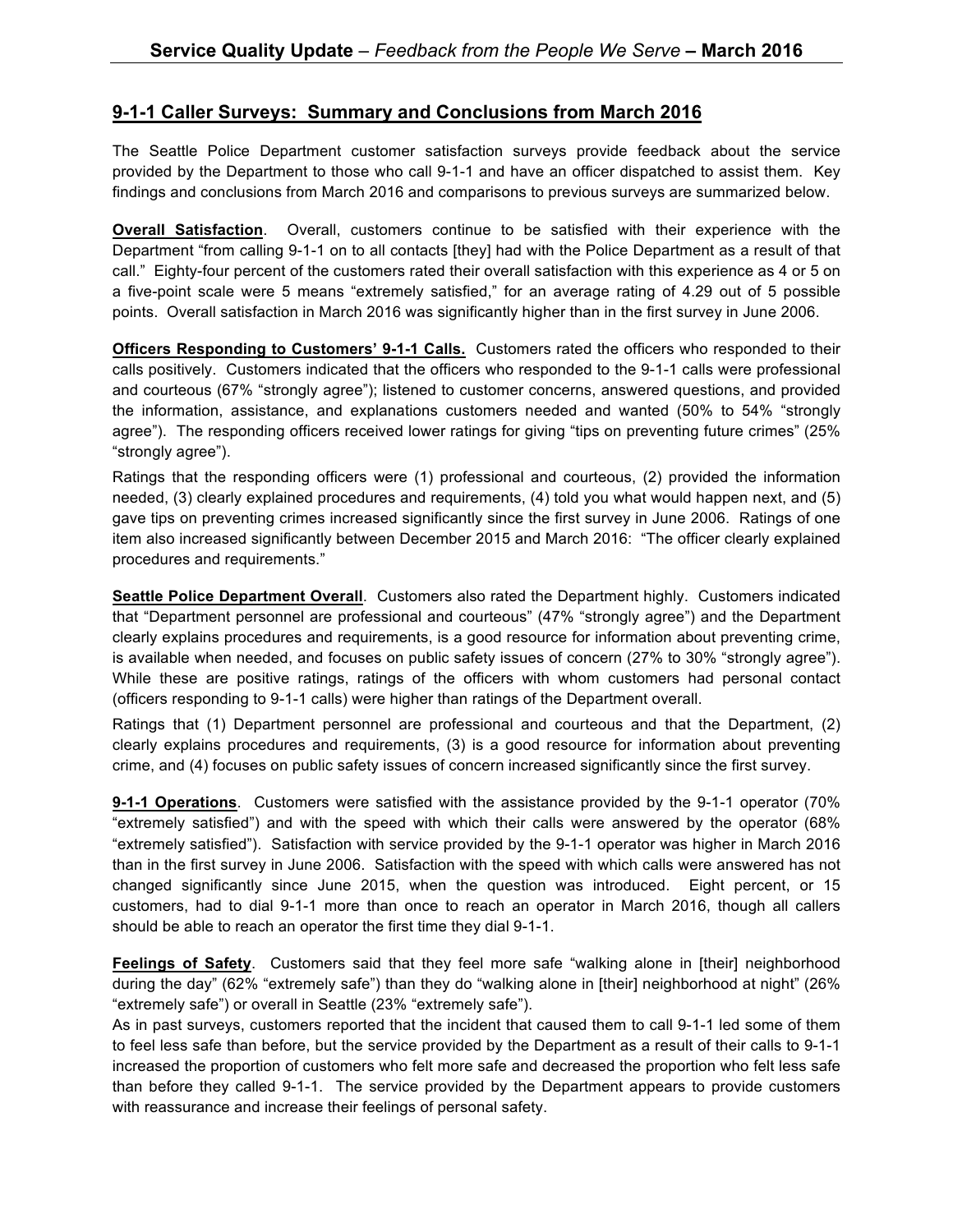## 9-1-1 Caller Surveys: Summary and Conclusions from March 2016

The Seattle Police Department customer satisfaction surveys provide feedback about the service provided by the Department to those who call 9-1-1 and have an officer dispatched to assist them. Key findings and conclusions from March 2016 and comparisons to previous surveys are summarized below.

**Overall Satisfaction**. Overall, customers continue to be satisfied with their experience with the Department "from calling 9-1-1 on to all contacts [they] had with the Police Department as a result of that call." Eighty-four percent of the customers rated their overall satisfaction with this experience as 4 or 5 on a five-point scale were 5 means "extremely satisfied," for an average rating of 4.29 out of 5 possible points. Overall satisfaction in March 2016 was significantly higher than in the first survey in June 2006.

**Officers Responding to Customers' 9-1-1 Calls.** Customers rated the officers who responded to their calls positively. Customers indicated that the officers who responded to the 9-1-1 calls were professional and courteous (67% "strongly agree"); listened to customer concerns, answered questions, and provided the information, assistance, and explanations customers needed and wanted (50% to 54% "strongly agree"). The responding officers received lower ratings for giving "tips on preventing future crimes" (25% "strongly agree").

Ratings that the responding officers were (1) professional and courteous, (2) provided the information needed, (3) clearly explained procedures and requirements, (4) told you what would happen next, and (5) gave tips on preventing crimes increased significantly since the first survey in June 2006. Ratings of one item also increased significantly between December 2015 and March 2016: "The officer clearly explained procedures and requirements."

**Seattle Police Department Overall**. Customers also rated the Department highly. Customers indicated that "Department personnel are professional and courteous" (47% "strongly agree") and the Department clearly explains procedures and requirements, is a good resource for information about preventing crime, is available when needed, and focuses on public safety issues of concern (27% to 30% "strongly agree"). While these are positive ratings, ratings of the officers with whom customers had personal contact (officers responding to 9-1-1 calls) were higher than ratings of the Department overall.

Ratings that (1) Department personnel are professional and courteous and that the Department, (2) clearly explains procedures and requirements, (3) is a good resource for information about preventing crime, and (4) focuses on public safety issues of concern increased significantly since the first survey.

**9-1-1 Operations**. Customers were satisfied with the assistance provided by the 9-1-1 operator (70% "extremely satisfied") and with the speed with which their calls were answered by the operator (68% "extremely satisfied"). Satisfaction with service provided by the 9-1-1 operator was higher in March 2016 than in the first survey in June 2006. Satisfaction with the speed with which calls were answered has not changed significantly since June 2015, when the question was introduced. Eight percent, or 15 customers, had to dial 9-1-1 more than once to reach an operator in March 2016, though all callers should be able to reach an operator the first time they dial 9-1-1.

**Feelings of Safety**. Customers said that they feel more safe "walking alone in [their] neighborhood during the day" (62% "extremely safe") than they do "walking alone in [their] neighborhood at night" (26% "extremely safe") or overall in Seattle (23% "extremely safe").

As in past surveys, customers reported that the incident that caused them to call 9-1-1 led some of them to feel less safe than before, but the service provided by the Department as a result of their calls to 9-1-1 increased the proportion of customers who felt more safe and decreased the proportion who felt less safe than before they called 9-1-1. The service provided by the Department appears to provide customers with reassurance and increase their feelings of personal safety.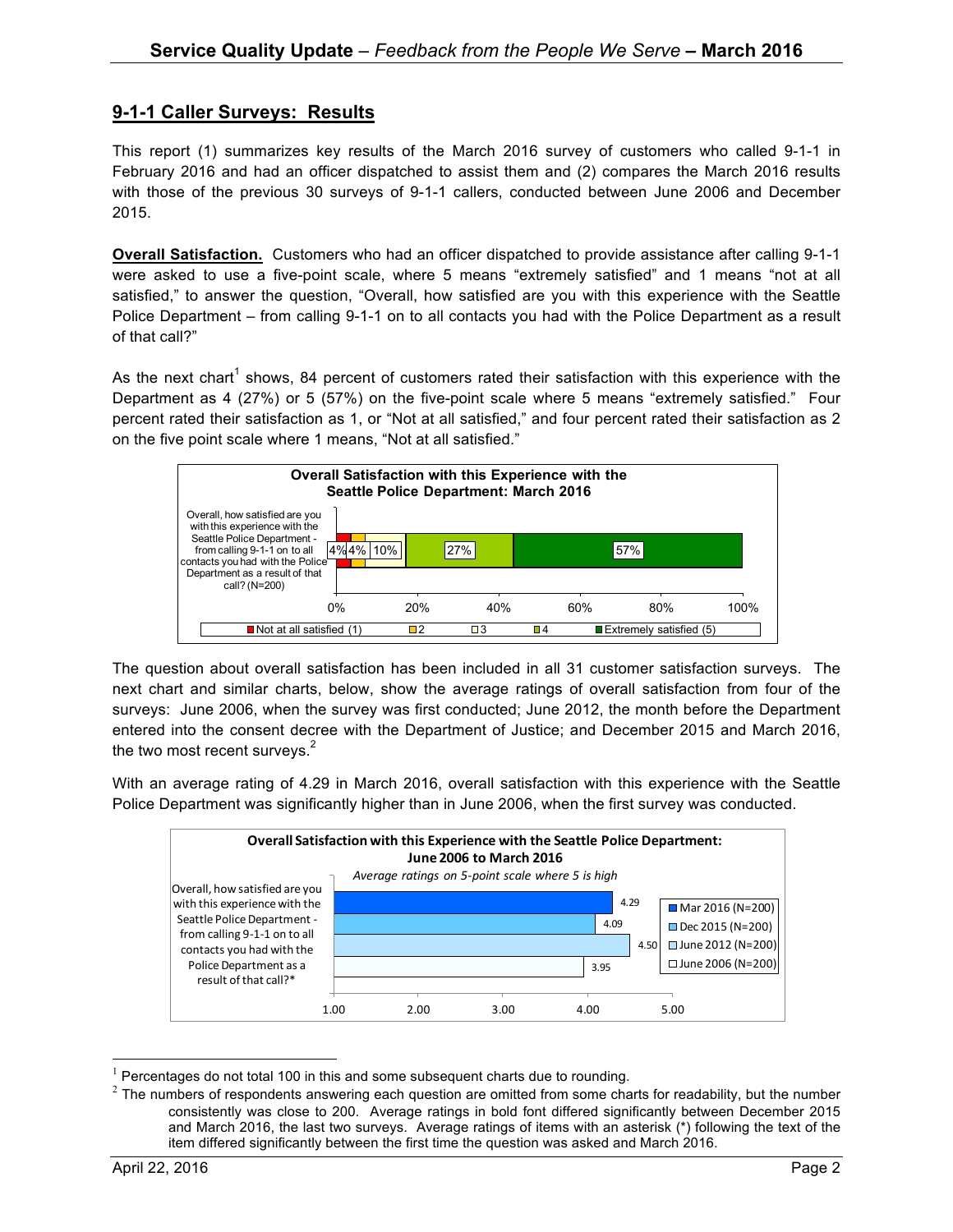## 9-1-1 Caller Surveys: Results

This report (1) summarizes key results of the March 2016 survey of customers who called 9-1-1 in February 2016 and had an officer dispatched to assist them and (2) compares the March 2016 results with those of the previous 30 surveys of 9-1-1 callers, conducted between June 2006 and December 2015.

**Overall Satisfaction.** Customers who had an officer dispatched to provide assistance after calling 9-1-1 were asked to use a five-point scale, where 5 means "extremely satisfied" and 1 means "not at all satisfied," to answer the question, "Overall, how satisfied are you with this experience with the Seattle Police Department – from calling 9-1-1 on to all contacts you had with the Police Department as a result of that call?"

As the next chart[1] shows, 84 percent of customers rated their satisfaction with this experience with the Department as 4 (27%) or 5 (57%) on the five-point scale where 5 means "extremely satisfied." Four percent rated their satisfaction as 1, or "Not at all satisfied," and four percent rated their satisfaction as 2 on the five point scale where 1 means, "Not at all satisfied."

**Overall Satisfaction with this Experience with the Seattle Police Department: March 2016**

| | Not at all satisfied (1) | 2 | 3 | 4 | Extremely satisfied (5) |
|---|---|---|---|---|---|
| Overall, how satisfied are you with this experience with the Seattle Police Department - from calling 9-1-1 on to all contacts you had with the Police Department as a result of that call? (N=200) | 4% | 4% | 10% | 27% | 57% |

The question about overall satisfaction has been included in all 31 customer satisfaction surveys. The next chart and similar charts, below, show the average ratings of overall satisfaction from four of the surveys: June 2006, when the survey was first conducted; June 2012, the month before the Department entered into the consent decree with the Department of Justice; and December 2015 and March 2016, the two most recent surveys.[2]

With an average rating of 4.29 in March 2016, overall satisfaction with this experience with the Seattle Police Department was significantly higher than in June 2006, when the first survey was conducted.

**Overall Satisfaction with this Experience with the Seattle Police Department: June 2006 to March 2016**

*Average ratings on 5-point scale where 5 is high*

| | Mar 2016 (N=200) | Dec 2015 (N=200) | June 2012 (N=200) | June 2006 (N=200) |
|---|---|---|---|---|
| Overall, how satisfied are you with this experience with the Seattle Police Department - from calling 9-1-1 on to all contacts you had with the Police Department as a result of that call?* | 4.29 | 4.09 | 4.50 | 3.95 |

[1] Percentages do not total 100 in this and some subsequent charts due to rounding.

[2] The numbers of respondents answering each question are omitted from some charts for readability, but the number consistently was close to 200. Average ratings in bold font differed significantly between December 2015 and March 2016, the last two surveys. Average ratings of items with an asterisk (*) following the text of the item differed significantly between the first time the question was asked and March 2016.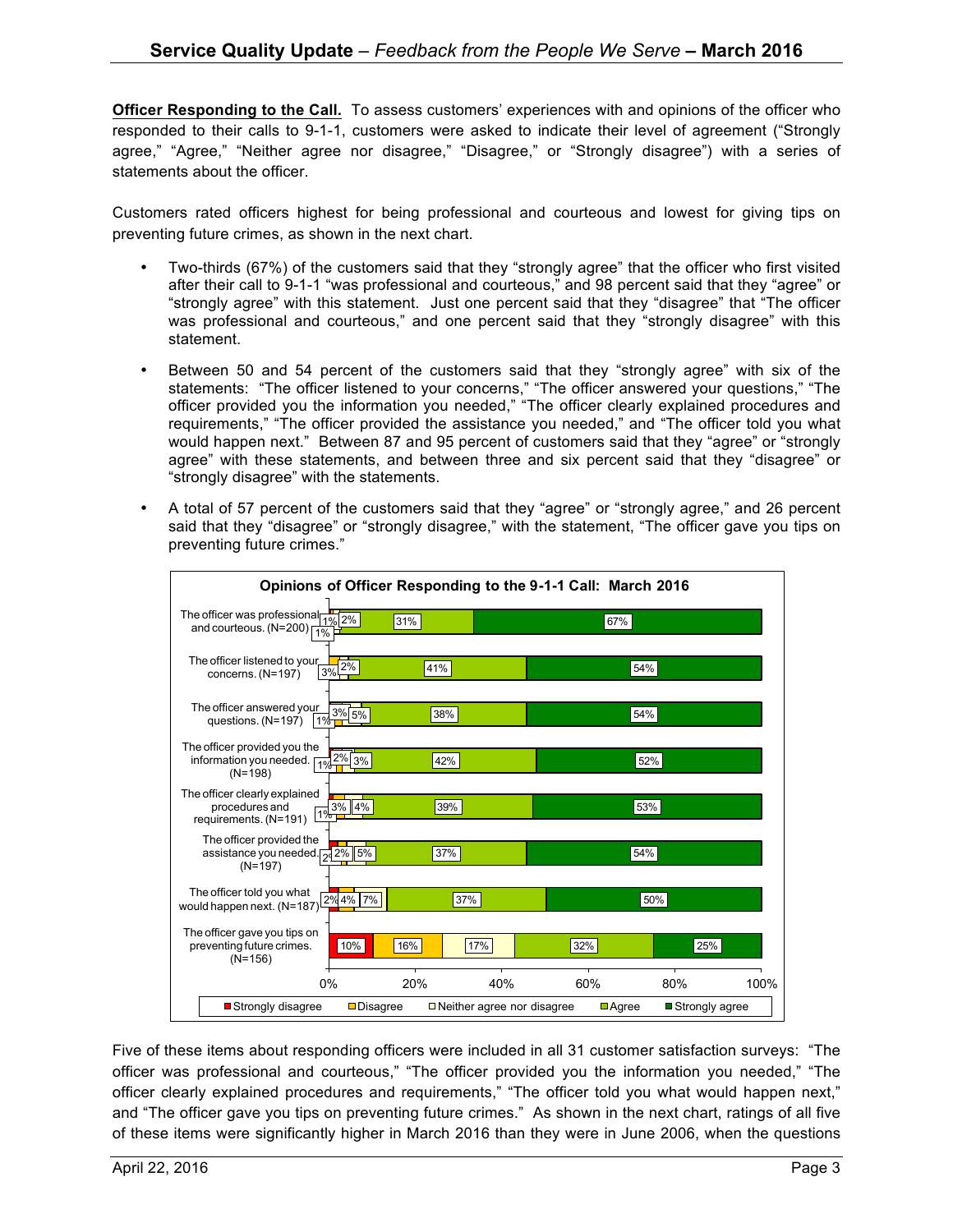**Officer Responding to the Call.** To assess customers' experiences with and opinions of the officer who responded to their calls to 9-1-1, customers were asked to indicate their level of agreement ("Strongly agree," "Agree," "Neither agree nor disagree," "Disagree," or "Strongly disagree") with a series of statements about the officer.

Customers rated officers highest for being professional and courteous and lowest for giving tips on preventing future crimes, as shown in the next chart.

- Two-thirds (67%) of the customers said that they "strongly agree" that the officer who first visited after their call to 9-1-1 "was professional and courteous," and 98 percent said that they "agree" or "strongly agree" with this statement. Just one percent said that they "disagree" that "The officer was professional and courteous," and one percent said that they "strongly disagree" with this statement.
- Between 50 and 54 percent of the customers said that they "strongly agree" with six of the statements: "The officer listened to your concerns," "The officer answered your questions," "The officer provided you the information you needed," "The officer clearly explained procedures and requirements," "The officer provided the assistance you needed," and "The officer told you what would happen next." Between 87 and 95 percent of customers said that they "agree" or "strongly agree" with these statements, and between three and six percent said that they "disagree" or "strongly disagree" with the statements.
- A total of 57 percent of the customers said that they "agree" or "strongly agree," and 26 percent said that they "disagree" or "strongly disagree," with the statement, "The officer gave you tips on preventing future crimes."

**Opinions of Officer Responding to the 9-1-1 Call: March 2016**

| Statement | Strongly disagree | Disagree | Neither agree nor disagree | Agree | Strongly agree |
|---|---|---|---|---|---|
| The officer was professional and courteous. (N=200) | 1% | 1% | 2% | 31% | 67% |
| The officer listened to your concerns. (N=197) | | 3% | 2% | 41% | 54% |
| The officer answered your questions. (N=197) | 1% | 3% | 5% | 38% | 54% |
| The officer provided you the information you needed. (N=198) | 1% | 2% | 3% | 42% | 52% |
| The officer clearly explained procedures and requirements. (N=191) | 1% | 3% | 4% | 39% | 53% |
| The officer provided the assistance you needed. (N=197) | 2% | 2% | 5% | 37% | 54% |
| The officer told you what would happen next. (N=187) | 2% | 4% | 7% | 37% | 50% |
| The officer gave you tips on preventing future crimes. (N=156) | 10% | 16% | 17% | 32% | 25% |

Five of these items about responding officers were included in all 31 customer satisfaction surveys: "The officer was professional and courteous," "The officer provided you the information you needed," "The officer clearly explained procedures and requirements," "The officer told you what would happen next," and "The officer gave you tips on preventing future crimes." As shown in the next chart, ratings of all five of these items were significantly higher in March 2016 than they were in June 2006, when the questions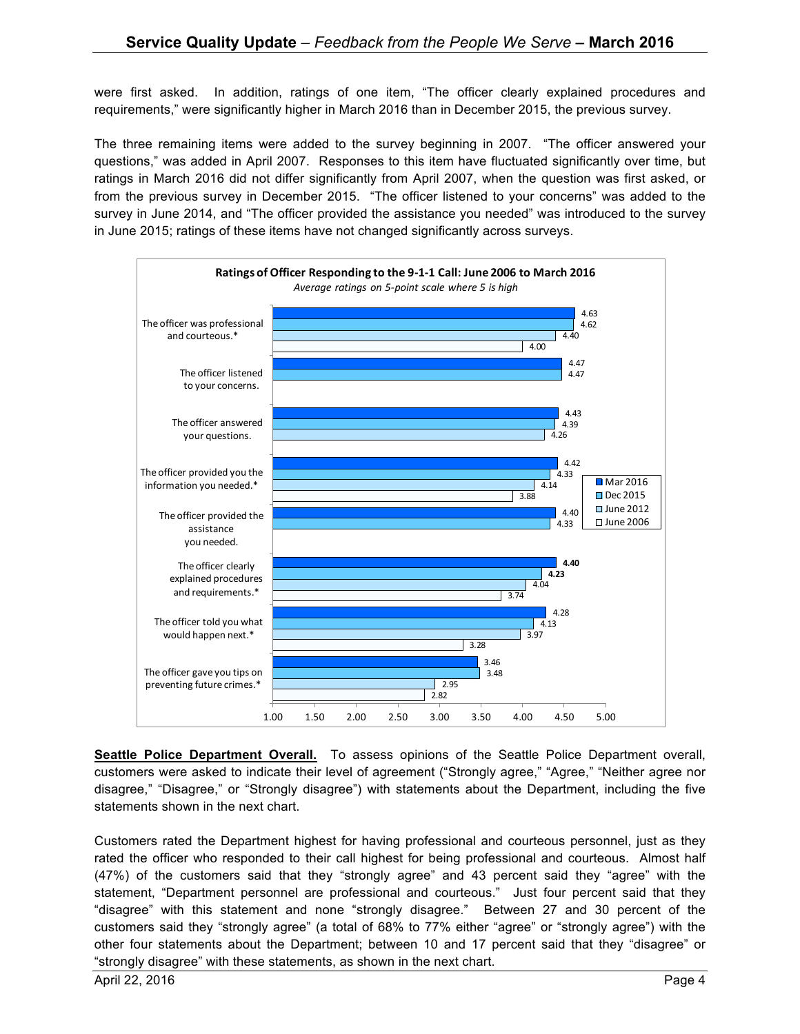were first asked. In addition, ratings of one item, "The officer clearly explained procedures and requirements," were significantly higher in March 2016 than in December 2015, the previous survey.

The three remaining items were added to the survey beginning in 2007. "The officer answered your questions," was added in April 2007. Responses to this item have fluctuated significantly over time, but ratings in March 2016 did not differ significantly from April 2007, when the question was first asked, or from the previous survey in December 2015. "The officer listened to your concerns" was added to the survey in June 2014, and "The officer provided the assistance you needed" was introduced to the survey in June 2015; ratings of these items have not changed significantly across surveys.

**Ratings of Officer Responding to the 9-1-1 Call: June 2006 to March 2016**

*Average ratings on 5-point scale where 5 is high*

| Item | Mar 2016 | Dec 2015 | June 2012 | June 2006 |
|---|---|---|---|---|
| The officer was professional and courteous.* | 4.63 | 4.62 | 4.40 | 4.00 |
| The officer listened to your concerns. | 4.47 | 4.47 | | |
| The officer answered your questions. | 4.43 | 4.39 | 4.26 | |
| The officer provided you the information you needed.* | 4.42 | 4.33 | 4.14 | 3.88 |
| The officer provided the assistance you needed. | 4.40 | 4.33 | | |
| The officer clearly explained procedures and requirements.* | **4.40** | **4.23** | 4.04 | 3.74 |
| The officer told you what would happen next.* | 4.28 | 4.13 | 3.97 | 3.28 |
| The officer gave you tips on preventing future crimes.* | 3.46 | 3.48 | 2.95 | 2.82 |

**Seattle Police Department Overall.** To assess opinions of the Seattle Police Department overall, customers were asked to indicate their level of agreement ("Strongly agree," "Agree," "Neither agree nor disagree," "Disagree," or "Strongly disagree") with statements about the Department, including the five statements shown in the next chart.

Customers rated the Department highest for having professional and courteous personnel, just as they rated the officer who responded to their call highest for being professional and courteous. Almost half (47%) of the customers said that they "strongly agree" and 43 percent said they "agree" with the statement, "Department personnel are professional and courteous." Just four percent said that they "disagree" with this statement and none "strongly disagree." Between 27 and 30 percent of the customers said they "strongly agree" (a total of 68% to 77% either "agree" or "strongly agree") with the other four statements about the Department; between 10 and 17 percent said that they "disagree" or "strongly disagree" with these statements, as shown in the next chart.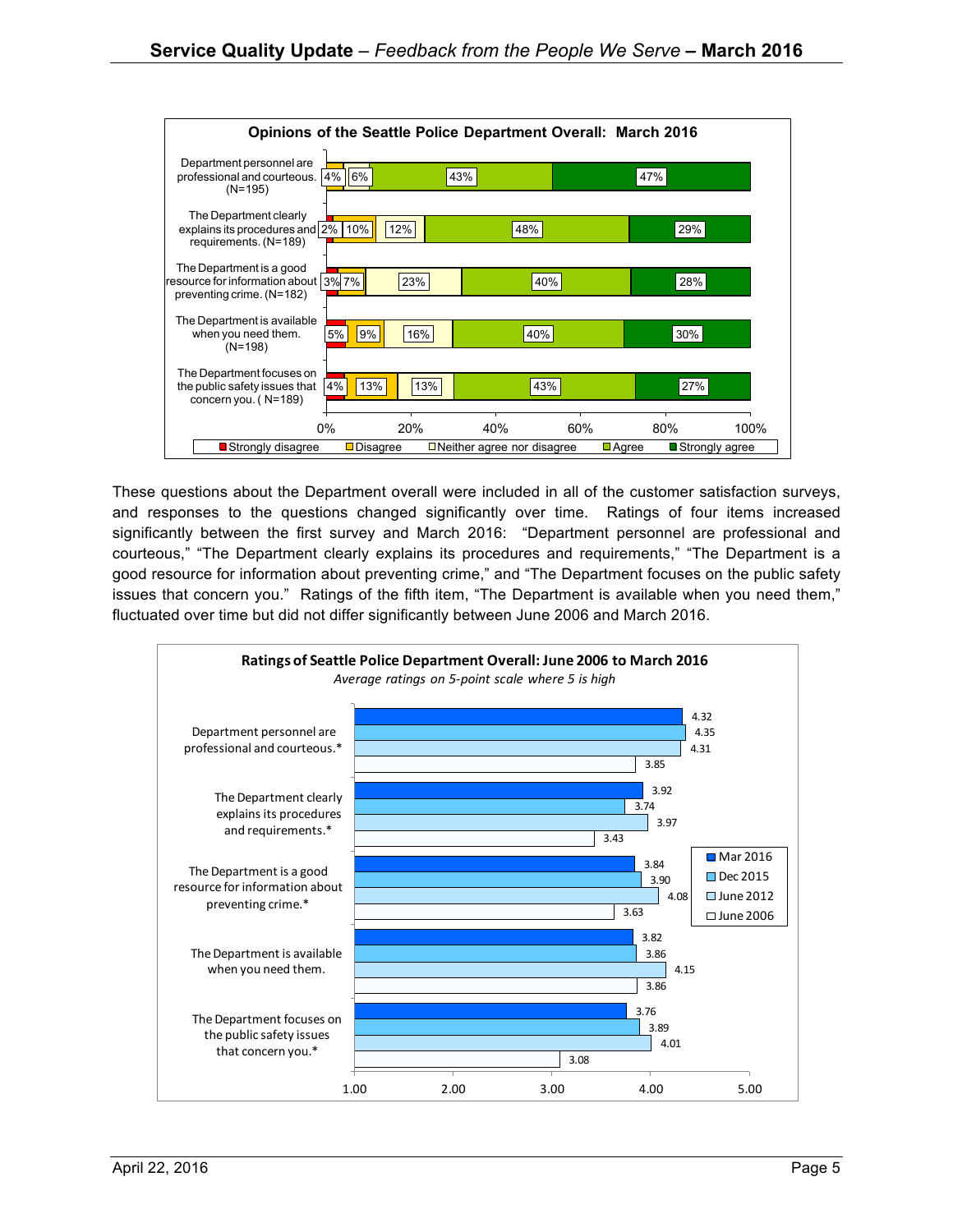**Opinions of the Seattle Police Department Overall: March 2016**

| Item | Strongly disagree | Disagree | Neither agree nor disagree | Agree | Strongly agree |
|---|---|---|---|---|---|
| Department personnel are professional and courteous. (N=195) | | 4% | 6% | 43% | 47% |
| The Department clearly explains its procedures and requirements. (N=189) | 2% | 10% | 12% | 48% | 29% |
| The Department is a good resource for information about preventing crime. (N=182) | 3% | 7% | 23% | 40% | 28% |
| The Department is available when you need them. (N=198) | 5% | 9% | 16% | 40% | 30% |
| The Department focuses on the public safety issues that concern you. ( N=189) | 4% | 13% | 13% | 43% | 27% |

These questions about the Department overall were included in all of the customer satisfaction surveys, and responses to the questions changed significantly over time. Ratings of four items increased significantly between the first survey and March 2016: "Department personnel are professional and courteous," "The Department clearly explains its procedures and requirements," "The Department is a good resource for information about preventing crime," and "The Department focuses on the public safety issues that concern you." Ratings of the fifth item, "The Department is available when you need them," fluctuated over time but did not differ significantly between June 2006 and March 2016.

**Ratings of Seattle Police Department Overall: June 2006 to March 2016**

*Average ratings on 5-point scale where 5 is high*

| Item | Mar 2016 | Dec 2015 | June 2012 | June 2006 |
|---|---|---|---|---|
| Department personnel are professional and courteous.* | 4.32 | 4.35 | 4.31 | 3.85 |
| The Department clearly explains its procedures and requirements.* | 3.92 | 3.74 | 3.97 | 3.43 |
| The Department is a good resource for information about preventing crime.* | 3.84 | 3.90 | 4.08 | 3.63 |
| The Department is available when you need them. | 3.82 | 3.86 | 4.15 | 3.86 |
| The Department focuses on the public safety issues that concern you.* | 3.76 | 3.89 | 4.01 | 3.08 |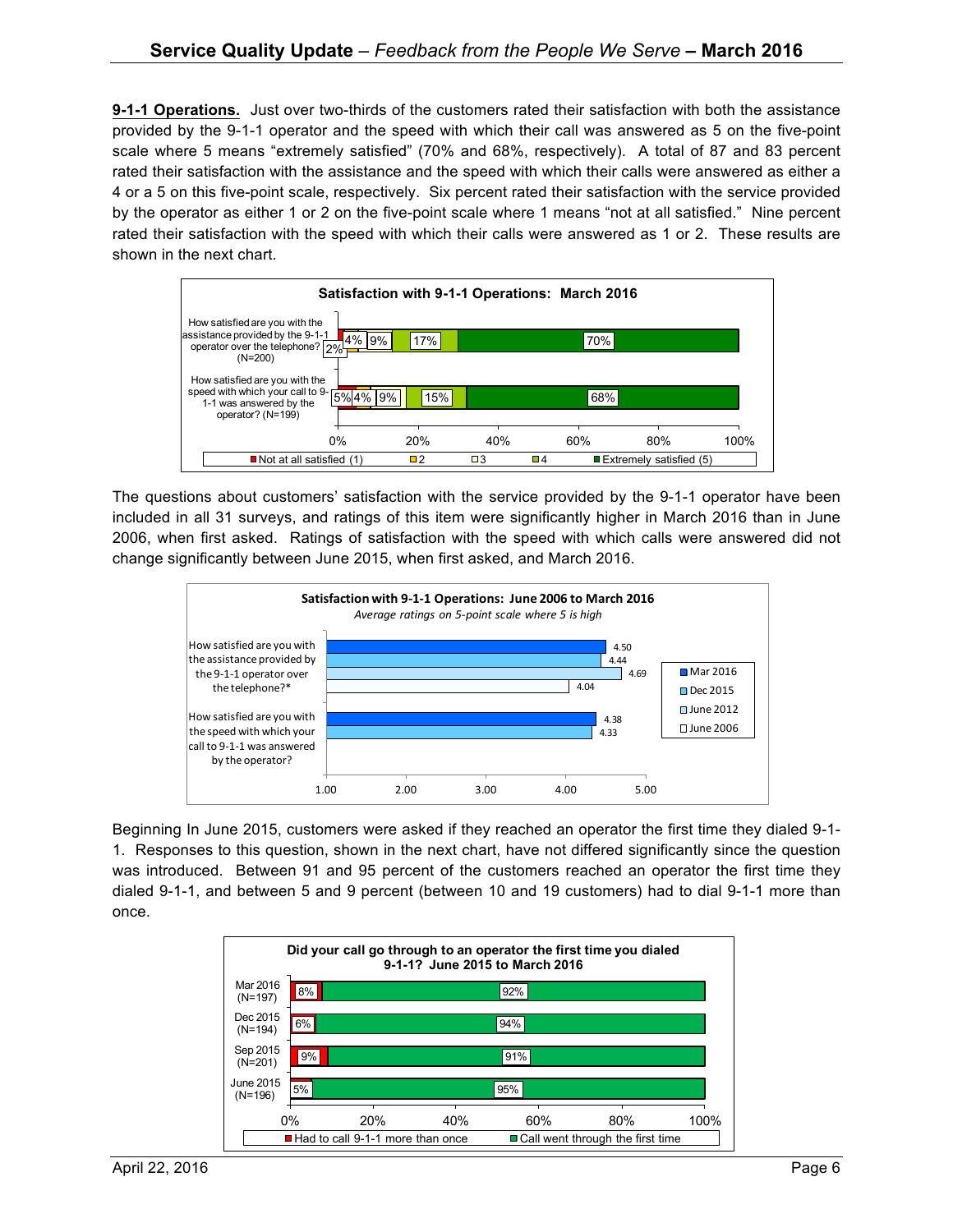**9-1-1 Operations.** Just over two-thirds of the customers rated their satisfaction with both the assistance provided by the 9-1-1 operator and the speed with which their call was answered as 5 on the five-point scale where 5 means "extremely satisfied" (70% and 68%, respectively). A total of 87 and 83 percent rated their satisfaction with the assistance and the speed with which their calls were answered as either a 4 or a 5 on this five-point scale, respectively. Six percent rated their satisfaction with the service provided by the operator as either 1 or 2 on the five-point scale where 1 means "not at all satisfied." Nine percent rated their satisfaction with the speed with which their calls were answered as 1 or 2. These results are shown in the next chart.

**Satisfaction with 9-1-1 Operations: March 2016**

| Question | Not at all satisfied (1) | 2 | 3 | 4 | Extremely satisfied (5) |
|---|---|---|---|---|---|
| How satisfied are you with the assistance provided by the 9-1-1 operator over the telephone? (N=200) | 2% | 4% | 9% | 17% | 70% |
| How satisfied are you with the speed with which your call to 9-1-1 was answered by the operator? (N=199) | 5% | 4% | 9% | 15% | 68% |

The questions about customers' satisfaction with the service provided by the 9-1-1 operator have been included in all 31 surveys, and ratings of this item were significantly higher in March 2016 than in June 2006, when first asked. Ratings of satisfaction with the speed with which calls were answered did not change significantly between June 2015, when first asked, and March 2016.

**Satisfaction with 9-1-1 Operations: June 2006 to March 2016**
*Average ratings on 5-point scale where 5 is high*

| Question | Mar 2016 | Dec 2015 | June 2012 | June 2006 |
|---|---|---|---|---|
| How satisfied are you with the assistance provided by the 9-1-1 operator over the telephone?* | 4.50 | 4.44 | 4.69 | 4.04 |
| How satisfied are you with the speed with which your call to 9-1-1 was answered by the operator? | 4.38 | 4.33 | | |

Beginning In June 2015, customers were asked if they reached an operator the first time they dialed 9-1-1. Responses to this question, shown in the next chart, have not differed significantly since the question was introduced. Between 91 and 95 percent of the customers reached an operator the first time they dialed 9-1-1, and between 5 and 9 percent (between 10 and 19 customers) had to dial 9-1-1 more than once.

**Did your call go through to an operator the first time you dialed 9-1-1? June 2015 to March 2016**

| Survey | Had to call 9-1-1 more than once | Call went through the first time |
|---|---|---|
| Mar 2016 (N=197) | 8% | 92% |
| Dec 2015 (N=194) | 6% | 94% |
| Sep 2015 (N=201) | 9% | 91% |
| June 2015 (N=196) | 5% | 95% |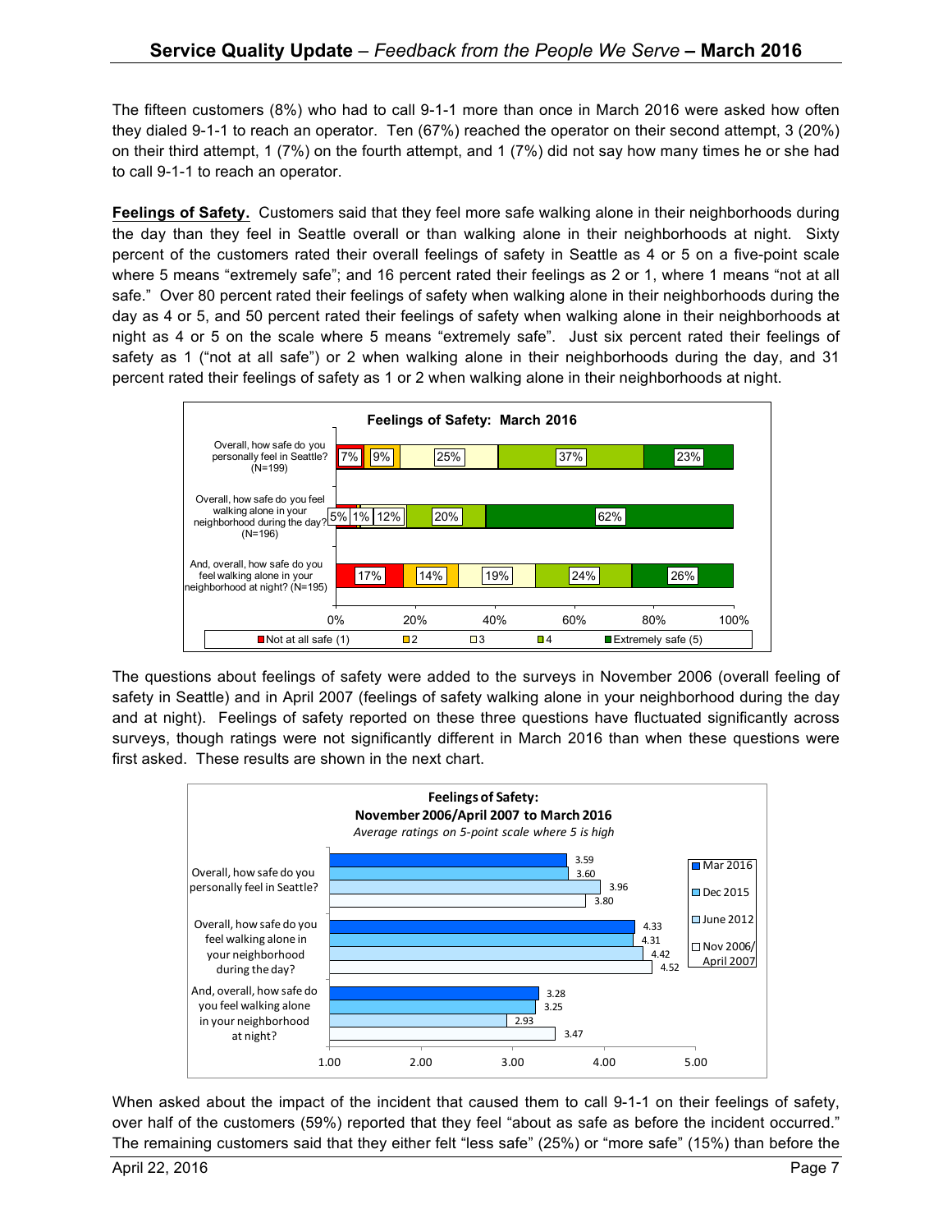The fifteen customers (8%) who had to call 9-1-1 more than once in March 2016 were asked how often they dialed 9-1-1 to reach an operator. Ten (67%) reached the operator on their second attempt, 3 (20%) on their third attempt, 1 (7%) on the fourth attempt, and 1 (7%) did not say how many times he or she had to call 9-1-1 to reach an operator.

**Feelings of Safety.** Customers said that they feel more safe walking alone in their neighborhoods during the day than they feel in Seattle overall or than walking alone in their neighborhoods at night. Sixty percent of the customers rated their overall feelings of safety in Seattle as 4 or 5 on a five-point scale where 5 means "extremely safe"; and 16 percent rated their feelings as 2 or 1, where 1 means "not at all safe." Over 80 percent rated their feelings of safety when walking alone in their neighborhoods during the day as 4 or 5, and 50 percent rated their feelings of safety when walking alone in their neighborhoods at night as 4 or 5 on the scale where 5 means "extremely safe". Just six percent rated their feelings of safety as 1 ("not at all safe") or 2 when walking alone in their neighborhoods during the day, and 31 percent rated their feelings of safety as 1 or 2 when walking alone in their neighborhoods at night.

**Feelings of Safety: March 2016**

| | Not at all safe (1) | 2 | 3 | 4 | Extremely safe (5) |
|---|---|---|---|---|---|
| Overall, how safe do you personally feel in Seattle? (N=199) | 7% | 9% | 25% | 37% | 23% |
| Overall, how safe do you feel walking alone in your neighborhood during the day? (N=196) | 5% | 1% | 12% | 20% | 62% |
| And, overall, how safe do you feel walking alone in your neighborhood at night? (N=195) | 17% | 14% | 19% | 24% | 26% |

The questions about feelings of safety were added to the surveys in November 2006 (overall feeling of safety in Seattle) and in April 2007 (feelings of safety walking alone in your neighborhood during the day and at night). Feelings of safety reported on these three questions have fluctuated significantly across surveys, though ratings were not significantly different in March 2016 than when these questions were first asked. These results are shown in the next chart.

**Feelings of Safety: November 2006/April 2007 to March 2016**
*Average ratings on 5-point scale where 5 is high*

| | Mar 2016 | Dec 2015 | June 2012 | Nov 2006/ April 2007 |
|---|---|---|---|---|
| Overall, how safe do you personally feel in Seattle? | 3.59 | 3.60 | 3.96 | 3.80 |
| Overall, how safe do you feel walking alone in your neighborhood during the day? | 4.33 | 4.31 | 4.42 | 4.52 |
| And, overall, how safe do you feel walking alone in your neighborhood at night? | 3.28 | 3.25 | 2.93 | 3.47 |

When asked about the impact of the incident that caused them to call 9-1-1 on their feelings of safety, over half of the customers (59%) reported that they feel "about as safe as before the incident occurred." The remaining customers said that they either felt "less safe" (25%) or "more safe" (15%) than before the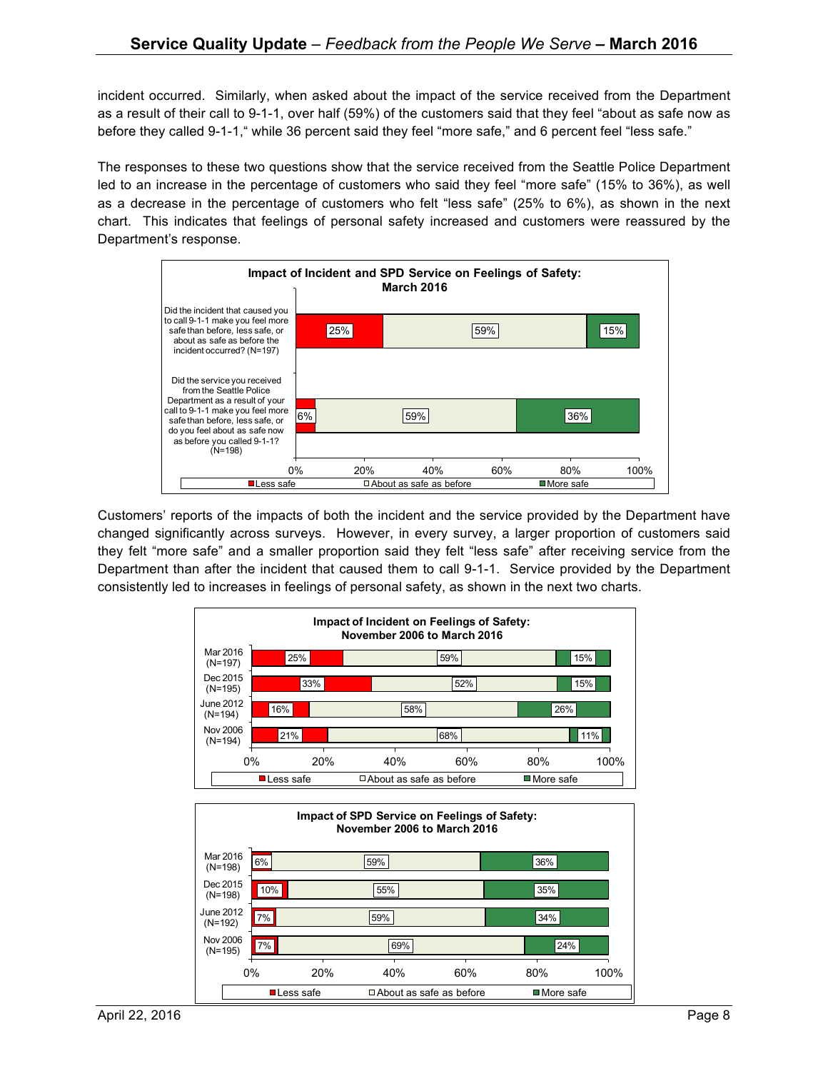incident occurred. Similarly, when asked about the impact of the service received from the Department as a result of their call to 9-1-1, over half (59%) of the customers said that they feel "about as safe now as before they called 9-1-1," while 36 percent said they feel "more safe," and 6 percent feel "less safe."

The responses to these two questions show that the service received from the Seattle Police Department led to an increase in the percentage of customers who said they feel "more safe" (15% to 36%), as well as a decrease in the percentage of customers who felt "less safe" (25% to 6%), as shown in the next chart. This indicates that feelings of personal safety increased and customers were reassured by the Department's response.

**Impact of Incident and SPD Service on Feelings of Safety: March 2016**

| Question | Less safe | About as safe as before | More safe |
|---|---|---|---|
| Did the incident that caused you to call 9-1-1 make you feel more safe than before, less safe, or about as safe as before the incident occurred? (N=197) | 25% | 59% | 15% |
| Did the service you received from the Seattle Police Department as a result of your call to 9-1-1 make you feel more safe than before, less safe, or do you feel about as safe now as before you called 9-1-1? (N=198) | 6% | 59% | 36% |

Customers' reports of the impacts of both the incident and the service provided by the Department have changed significantly across surveys. However, in every survey, a larger proportion of customers said they felt "more safe" and a smaller proportion said they felt "less safe" after receiving service from the Department than after the incident that caused them to call 9-1-1. Service provided by the Department consistently led to increases in feelings of personal safety, as shown in the next two charts.

**Impact of Incident on Feelings of Safety: November 2006 to March 2016**

| Survey | Less safe | About as safe as before | More safe |
|---|---|---|---|
| Mar 2016 (N=197) | 25% | 59% | 15% |
| Dec 2015 (N=195) | 33% | 52% | 15% |
| June 2012 (N=194) | 16% | 58% | 26% |
| Nov 2006 (N=194) | 21% | 68% | 11% |

**Impact of SPD Service on Feelings of Safety: November 2006 to March 2016**

| Survey | Less safe | About as safe as before | More safe |
|---|---|---|---|
| Mar 2016 (N=198) | 6% | 59% | 36% |
| Dec 2015 (N=198) | 10% | 55% | 35% |
| June 2012 (N=192) | 7% | 59% | 34% |
| Nov 2006 (N=195) | 7% | 69% | 24% |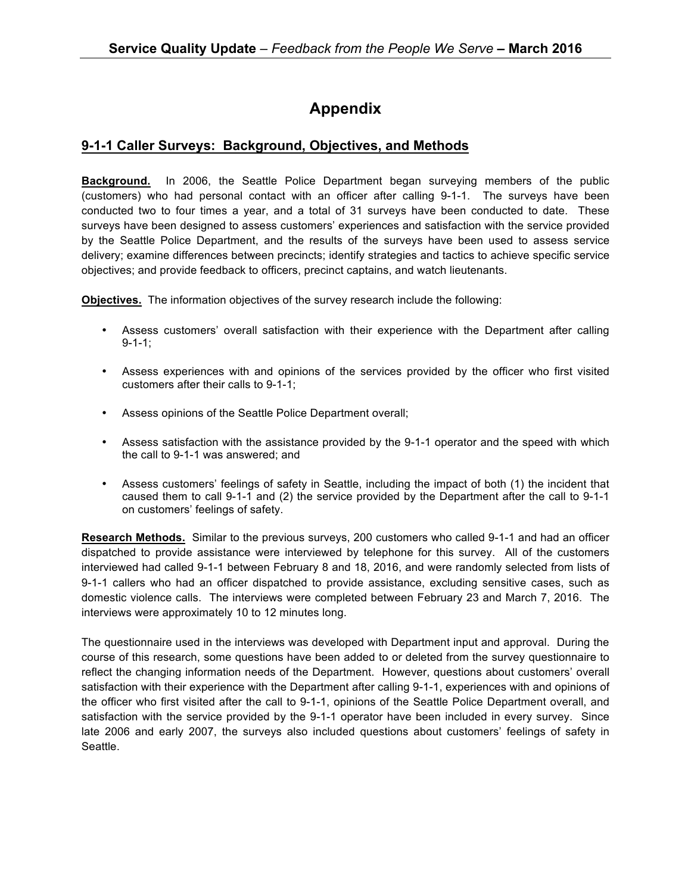# Appendix

## 9-1-1 Caller Surveys: Background, Objectives, and Methods

**Background.** In 2006, the Seattle Police Department began surveying members of the public (customers) who had personal contact with an officer after calling 9-1-1. The surveys have been conducted two to four times a year, and a total of 31 surveys have been conducted to date. These surveys have been designed to assess customers' experiences and satisfaction with the service provided by the Seattle Police Department, and the results of the surveys have been used to assess service delivery; examine differences between precincts; identify strategies and tactics to achieve specific service objectives; and provide feedback to officers, precinct captains, and watch lieutenants.

**Objectives.** The information objectives of the survey research include the following:

- Assess customers' overall satisfaction with their experience with the Department after calling 9-1-1;
- Assess experiences with and opinions of the services provided by the officer who first visited customers after their calls to 9-1-1;
- Assess opinions of the Seattle Police Department overall;
- Assess satisfaction with the assistance provided by the 9-1-1 operator and the speed with which the call to 9-1-1 was answered; and
- Assess customers' feelings of safety in Seattle, including the impact of both (1) the incident that caused them to call 9-1-1 and (2) the service provided by the Department after the call to 9-1-1 on customers' feelings of safety.

**Research Methods.** Similar to the previous surveys, 200 customers who called 9-1-1 and had an officer dispatched to provide assistance were interviewed by telephone for this survey. All of the customers interviewed had called 9-1-1 between February 8 and 18, 2016, and were randomly selected from lists of 9-1-1 callers who had an officer dispatched to provide assistance, excluding sensitive cases, such as domestic violence calls. The interviews were completed between February 23 and March 7, 2016. The interviews were approximately 10 to 12 minutes long.

The questionnaire used in the interviews was developed with Department input and approval. During the course of this research, some questions have been added to or deleted from the survey questionnaire to reflect the changing information needs of the Department. However, questions about customers' overall satisfaction with their experience with the Department after calling 9-1-1, experiences with and opinions of the officer who first visited after the call to 9-1-1, opinions of the Seattle Police Department overall, and satisfaction with the service provided by the 9-1-1 operator have been included in every survey. Since late 2006 and early 2007, the surveys also included questions about customers' feelings of safety in Seattle.